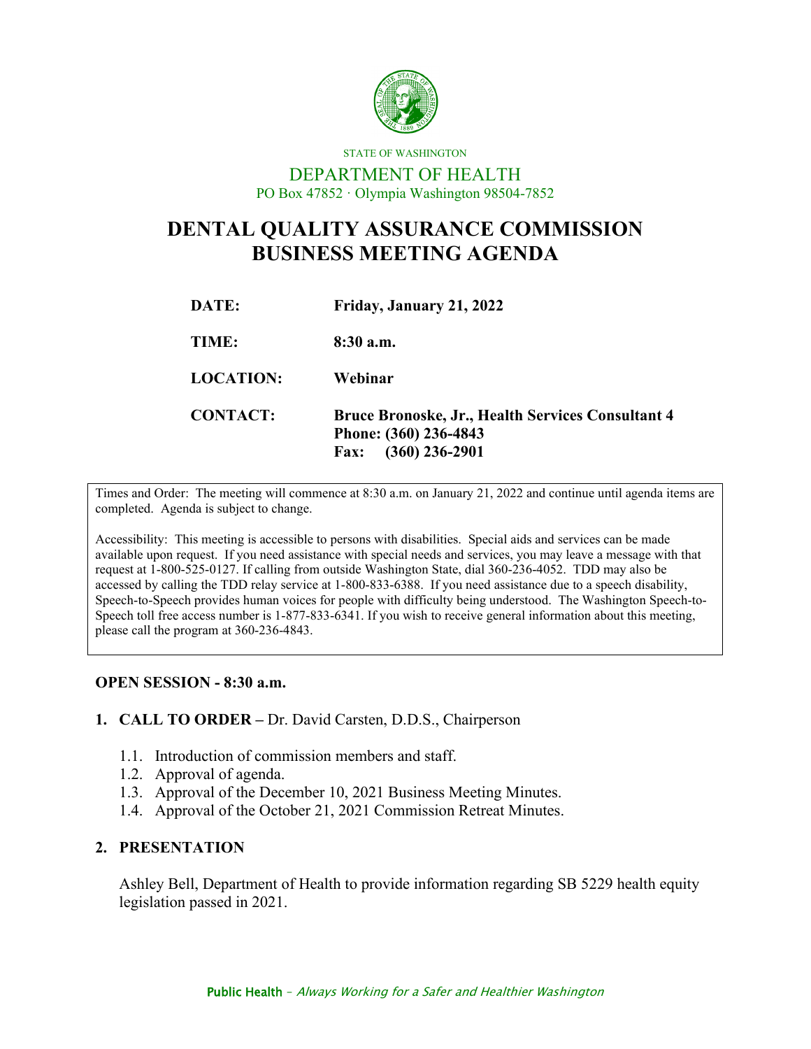STATE OF WASHINGTON

DEPARTMENT OF HEALTH

PO Box 47852 · Olympia Washington 98504-7852

# DENTAL QUALITY ASSURANCE COMMISSION BUSINESS MEETING AGENDA

| | |
|---|---|
| **DATE:** | **Friday, January 21, 2022** |
| **TIME:** | **8:30 a.m.** |
| **LOCATION:** | **Webinar** |
| **CONTACT:** | **Bruce Bronoske, Jr., Health Services Consultant 4**<br>**Phone: (360) 236-4843**<br>**Fax: (360) 236-2901** |

Times and Order: The meeting will commence at 8:30 a.m. on January 21, 2022 and continue until agenda items are completed. Agenda is subject to change.

Accessibility: This meeting is accessible to persons with disabilities. Special aids and services can be made available upon request. If you need assistance with special needs and services, you may leave a message with that request at 1-800-525-0127. If calling from outside Washington State, dial 360-236-4052. TDD may also be accessed by calling the TDD relay service at 1-800-833-6388. If you need assistance due to a speech disability, Speech-to-Speech provides human voices for people with difficulty being understood. The Washington Speech-to-Speech toll free access number is 1-877-833-6341. If you wish to receive general information about this meeting, please call the program at 360-236-4843.

## OPEN SESSION - 8:30 a.m.

1. **CALL TO ORDER –** Dr. David Carsten, D.D.S., Chairperson
   - 1.1. Introduction of commission members and staff.
   - 1.2. Approval of agenda.
   - 1.3. Approval of the December 10, 2021 Business Meeting Minutes.
   - 1.4. Approval of the October 21, 2021 Commission Retreat Minutes.

2. **PRESENTATION**

   Ashley Bell, Department of Health to provide information regarding SB 5229 health equity legislation passed in 2021.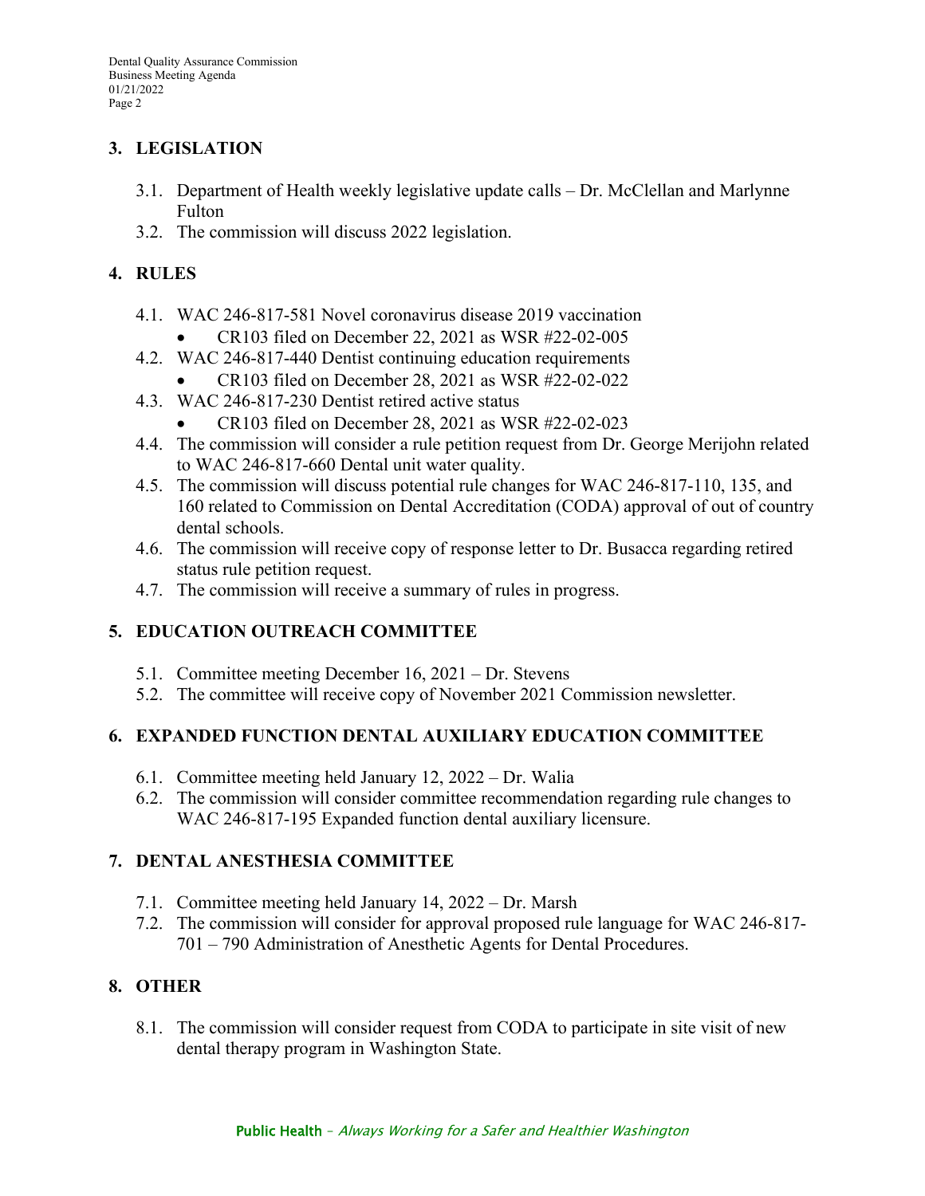## 3. LEGISLATION

3.1. Department of Health weekly legislative update calls – Dr. McClellan and Marlynne Fulton

3.2. The commission will discuss 2022 legislation.

## 4. RULES

4.1. WAC 246-817-581 Novel coronavirus disease 2019 vaccination
- CR103 filed on December 22, 2021 as WSR #22-02-005

4.2. WAC 246-817-440 Dentist continuing education requirements
- CR103 filed on December 28, 2021 as WSR #22-02-022

4.3. WAC 246-817-230 Dentist retired active status
- CR103 filed on December 28, 2021 as WSR #22-02-023

4.4. The commission will consider a rule petition request from Dr. George Merijohn related to WAC 246-817-660 Dental unit water quality.

4.5. The commission will discuss potential rule changes for WAC 246-817-110, 135, and 160 related to Commission on Dental Accreditation (CODA) approval of out of country dental schools.

4.6. The commission will receive copy of response letter to Dr. Busacca regarding retired status rule petition request.

4.7. The commission will receive a summary of rules in progress.

## 5. EDUCATION OUTREACH COMMITTEE

5.1. Committee meeting December 16, 2021 – Dr. Stevens

5.2. The committee will receive copy of November 2021 Commission newsletter.

## 6. EXPANDED FUNCTION DENTAL AUXILIARY EDUCATION COMMITTEE

6.1. Committee meeting held January 12, 2022 – Dr. Walia

6.2. The commission will consider committee recommendation regarding rule changes to WAC 246-817-195 Expanded function dental auxiliary licensure.

## 7. DENTAL ANESTHESIA COMMITTEE

7.1. Committee meeting held January 14, 2022 – Dr. Marsh

7.2. The commission will consider for approval proposed rule language for WAC 246-817-701 – 790 Administration of Anesthetic Agents for Dental Procedures.

## 8. OTHER

8.1. The commission will consider request from CODA to participate in site visit of new dental therapy program in Washington State.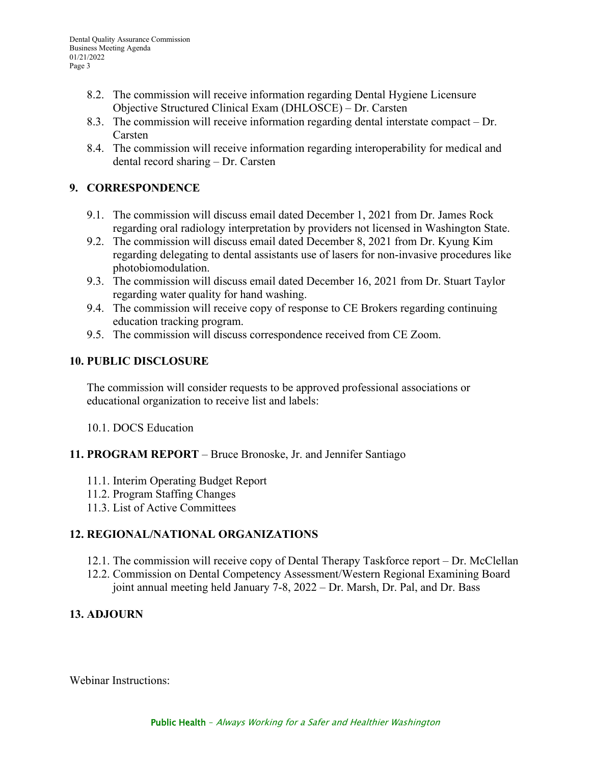- 8.2. The commission will receive information regarding Dental Hygiene Licensure Objective Structured Clinical Exam (DHLOSCE) – Dr. Carsten
- 8.3. The commission will receive information regarding dental interstate compact – Dr. Carsten
- 8.4. The commission will receive information regarding interoperability for medical and dental record sharing – Dr. Carsten

## 9. CORRESPONDENCE

- 9.1. The commission will discuss email dated December 1, 2021 from Dr. James Rock regarding oral radiology interpretation by providers not licensed in Washington State.
- 9.2. The commission will discuss email dated December 8, 2021 from Dr. Kyung Kim regarding delegating to dental assistants use of lasers for non-invasive procedures like photobiomodulation.
- 9.3. The commission will discuss email dated December 16, 2021 from Dr. Stuart Taylor regarding water quality for hand washing.
- 9.4. The commission will receive copy of response to CE Brokers regarding continuing education tracking program.
- 9.5. The commission will discuss correspondence received from CE Zoom.

## 10. PUBLIC DISCLOSURE

The commission will consider requests to be approved professional associations or educational organization to receive list and labels:

- 10.1. DOCS Education

## 11. PROGRAM REPORT – Bruce Bronoske, Jr. and Jennifer Santiago

- 11.1. Interim Operating Budget Report
- 11.2. Program Staffing Changes
- 11.3. List of Active Committees

## 12. REGIONAL/NATIONAL ORGANIZATIONS

- 12.1. The commission will receive copy of Dental Therapy Taskforce report – Dr. McClellan
- 12.2. Commission on Dental Competency Assessment/Western Regional Examining Board joint annual meeting held January 7-8, 2022 – Dr. Marsh, Dr. Pal, and Dr. Bass

## 13. ADJOURN

Webinar Instructions: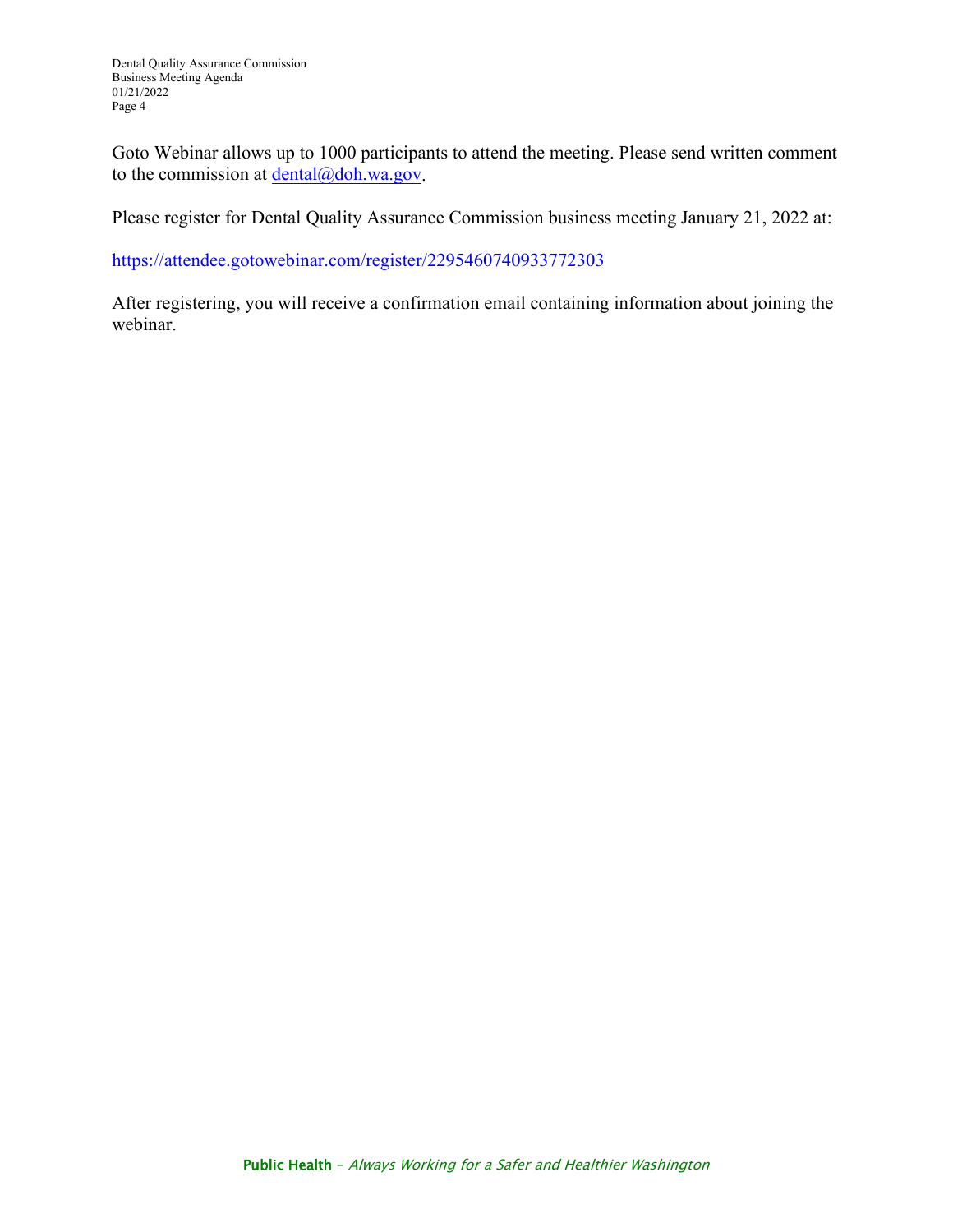Goto Webinar allows up to 1000 participants to attend the meeting. Please send written comment to the commission at dental@doh.wa.gov.

Please register for Dental Quality Assurance Commission business meeting January 21, 2022 at:

https://attendee.gotowebinar.com/register/2295460740933772303

After registering, you will receive a confirmation email containing information about joining the webinar.